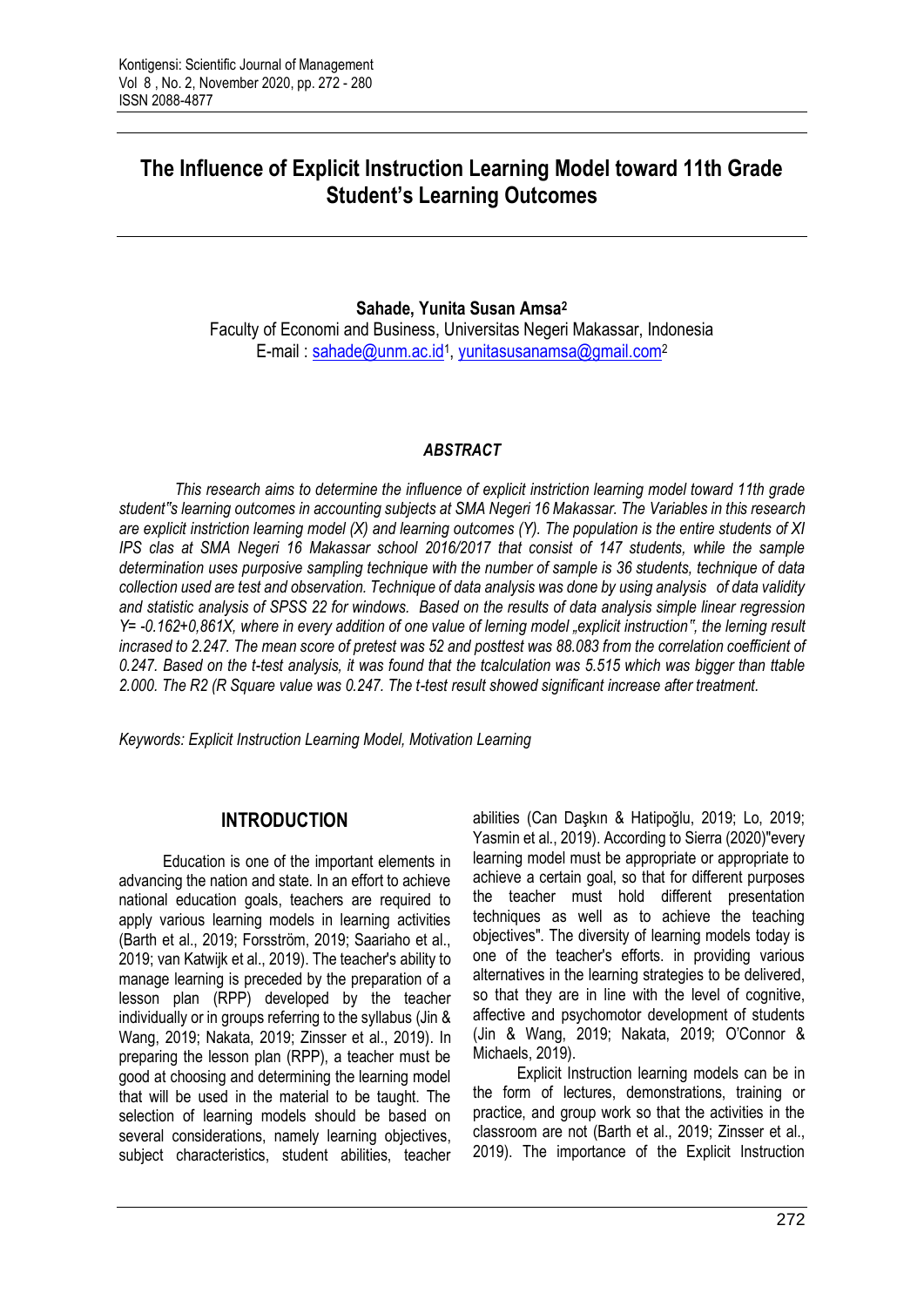# The Influence of Explicit Instruction Learning Model toward 11th Grade Student's Learning Outcomes

**Sahade, Yunita Susan Amsa[2]**

Faculty of Economi and Business, Universitas Negeri Makassar, Indonesia

E-mail : sahade@unm.ac.id[1], yunitasusanamsa@gmail.com[2]

### *ABSTRACT*

*This research aims to determine the influence of explicit instriction learning model toward 11th grade student"s learning outcomes in accounting subjects at SMA Negeri 16 Makassar. The Variables in this research are explicit instriction learning model (X) and learning outcomes (Y). The population is the entire students of XI IPS clas at SMA Negeri 16 Makassar school 2016/2017 that consist of 147 students, while the sample determination uses purposive sampling technique with the number of sample is 36 students, technique of data collection used are test and observation. Technique of data analysis was done by using analysis of data validity and statistic analysis of SPSS 22 for windows. Based on the results of data analysis simple linear regression Y= -0.162+0,861X, where in every addition of one value of lerning model „explicit instruction", the lerning result incrased to 2.247. The mean score of pretest was 52 and posttest was 88.083 from the correlation coefficient of 0.247. Based on the t-test analysis, it was found that the tcalculation was 5.515 which was bigger than ttable 2.000. The R2 (R Square value was 0.247. The t-test result showed significant increase after treatment.*

*Keywords: Explicit Instruction Learning Model, Motivation Learning*

## INTRODUCTION

Education is one of the important elements in advancing the nation and state. In an effort to achieve national education goals, teachers are required to apply various learning models in learning activities (Barth et al., 2019; Forsström, 2019; Saariaho et al., 2019; van Katwijk et al., 2019). The teacher's ability to manage learning is preceded by the preparation of a lesson plan (RPP) developed by the teacher individually or in groups referring to the syllabus (Jin & Wang, 2019; Nakata, 2019; Zinsser et al., 2019). In preparing the lesson plan (RPP), a teacher must be good at choosing and determining the learning model that will be used in the material to be taught. The selection of learning models should be based on several considerations, namely learning objectives, subject characteristics, student abilities, teacher abilities (Can Daşkın & Hatipoğlu, 2019; Lo, 2019; Yasmin et al., 2019). According to Sierra (2020)"every learning model must be appropriate or appropriate to achieve a certain goal, so that for different purposes the teacher must hold different presentation techniques as well as to achieve the teaching objectives". The diversity of learning models today is one of the teacher's efforts. in providing various alternatives in the learning strategies to be delivered, so that they are in line with the level of cognitive, affective and psychomotor development of students (Jin & Wang, 2019; Nakata, 2019; O'Connor & Michaels, 2019).

Explicit Instruction learning models can be in the form of lectures, demonstrations, training or practice, and group work so that the activities in the classroom are not (Barth et al., 2019; Zinsser et al., 2019). The importance of the Explicit Instruction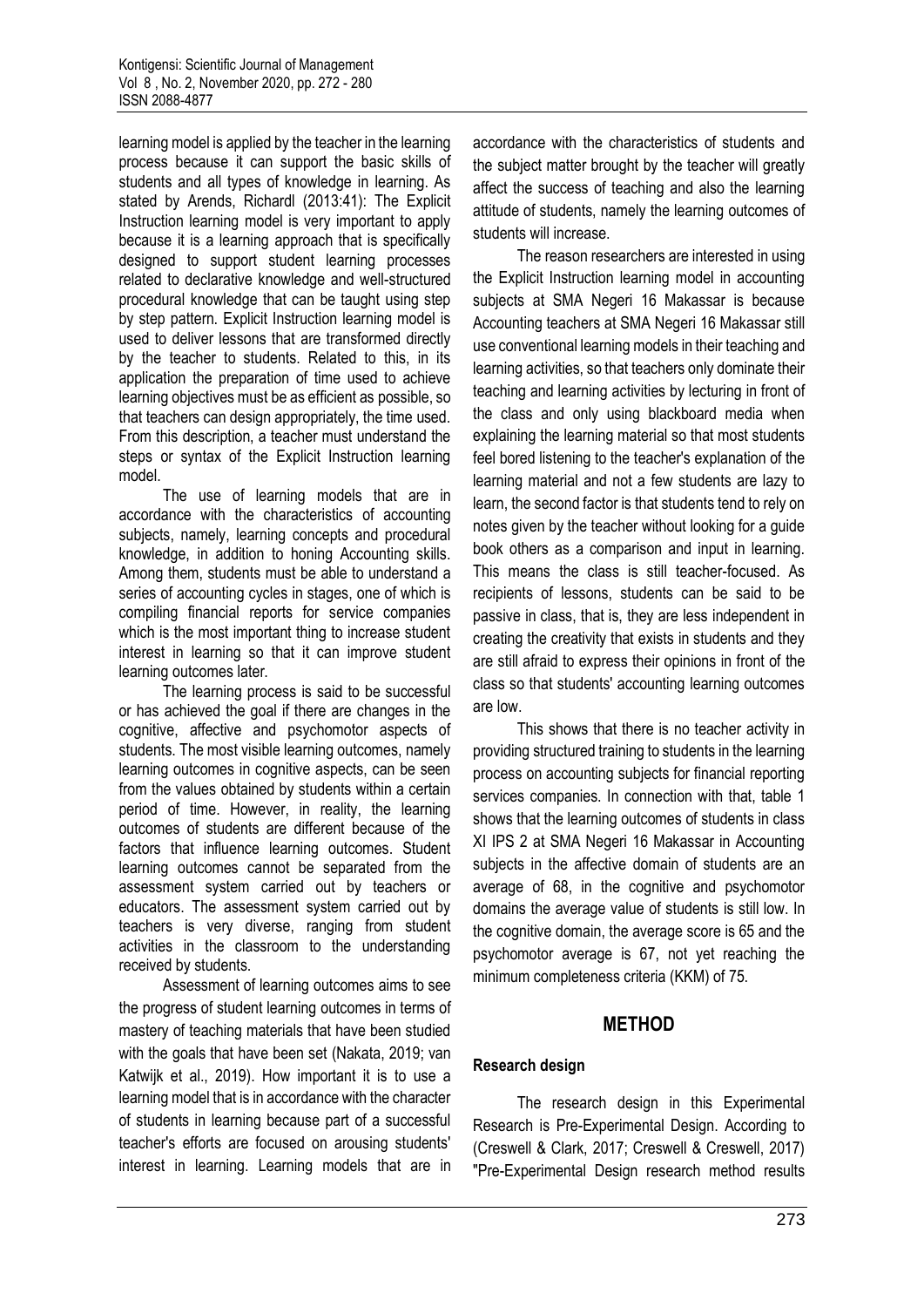learning model is applied by the teacher in the learning process because it can support the basic skills of students and all types of knowledge in learning. As stated by Arends, Richardl (2013:41): The Explicit Instruction learning model is very important to apply because it is a learning approach that is specifically designed to support student learning processes related to declarative knowledge and well-structured procedural knowledge that can be taught using step by step pattern. Explicit Instruction learning model is used to deliver lessons that are transformed directly by the teacher to students. Related to this, in its application the preparation of time used to achieve learning objectives must be as efficient as possible, so that teachers can design appropriately, the time used. From this description, a teacher must understand the steps or syntax of the Explicit Instruction learning model.

The use of learning models that are in accordance with the characteristics of accounting subjects, namely, learning concepts and procedural knowledge, in addition to honing Accounting skills. Among them, students must be able to understand a series of accounting cycles in stages, one of which is compiling financial reports for service companies which is the most important thing to increase student interest in learning so that it can improve student learning outcomes later.

The learning process is said to be successful or has achieved the goal if there are changes in the cognitive, affective and psychomotor aspects of students. The most visible learning outcomes, namely learning outcomes in cognitive aspects, can be seen from the values obtained by students within a certain period of time. However, in reality, the learning outcomes of students are different because of the factors that influence learning outcomes. Student learning outcomes cannot be separated from the assessment system carried out by teachers or educators. The assessment system carried out by teachers is very diverse, ranging from student activities in the classroom to the understanding received by students.

Assessment of learning outcomes aims to see the progress of student learning outcomes in terms of mastery of teaching materials that have been studied with the goals that have been set (Nakata, 2019; van Katwijk et al., 2019). How important it is to use a learning model that is in accordance with the character of students in learning because part of a successful teacher's efforts are focused on arousing students' interest in learning. Learning models that are in accordance with the characteristics of students and the subject matter brought by the teacher will greatly affect the success of teaching and also the learning attitude of students, namely the learning outcomes of students will increase.

The reason researchers are interested in using the Explicit Instruction learning model in accounting subjects at SMA Negeri 16 Makassar is because Accounting teachers at SMA Negeri 16 Makassar still use conventional learning models in their teaching and learning activities, so that teachers only dominate their teaching and learning activities by lecturing in front of the class and only using blackboard media when explaining the learning material so that most students feel bored listening to the teacher's explanation of the learning material and not a few students are lazy to learn, the second factor is that students tend to rely on notes given by the teacher without looking for a guide book others as a comparison and input in learning. This means the class is still teacher-focused. As recipients of lessons, students can be said to be passive in class, that is, they are less independent in creating the creativity that exists in students and they are still afraid to express their opinions in front of the class so that students' accounting learning outcomes are low.

This shows that there is no teacher activity in providing structured training to students in the learning process on accounting subjects for financial reporting services companies. In connection with that, table 1 shows that the learning outcomes of students in class XI IPS 2 at SMA Negeri 16 Makassar in Accounting subjects in the affective domain of students are an average of 68, in the cognitive and psychomotor domains the average value of students is still low. In the cognitive domain, the average score is 65 and the psychomotor average is 67, not yet reaching the minimum completeness criteria (KKM) of 75.

## METHOD

### Research design

The research design in this Experimental Research is Pre-Experimental Design. According to (Creswell & Clark, 2017; Creswell & Creswell, 2017) "Pre-Experimental Design research method results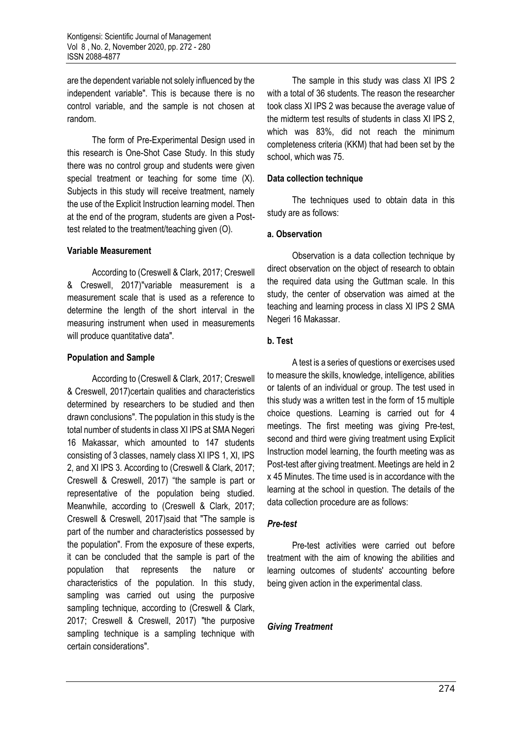are the dependent variable not solely influenced by the independent variable". This is because there is no control variable, and the sample is not chosen at random.

The form of Pre-Experimental Design used in this research is One-Shot Case Study. In this study there was no control group and students were given special treatment or teaching for some time (X). Subjects in this study will receive treatment, namely the use of the Explicit Instruction learning model. Then at the end of the program, students are given a Post-test related to the treatment/teaching given (O).

### Variable Measurement

According to (Creswell & Clark, 2017; Creswell & Creswell, 2017)"variable measurement is a measurement scale that is used as a reference to determine the length of the short interval in the measuring instrument when used in measurements will produce quantitative data".

### Population and Sample

According to (Creswell & Clark, 2017; Creswell & Creswell, 2017)certain qualities and characteristics determined by researchers to be studied and then drawn conclusions". The population in this study is the total number of students in class XI IPS at SMA Negeri 16 Makassar, which amounted to 147 students consisting of 3 classes, namely class XI IPS 1, XI, IPS 2, and XI IPS 3. According to (Creswell & Clark, 2017; Creswell & Creswell, 2017) "the sample is part or representative of the population being studied. Meanwhile, according to (Creswell & Clark, 2017; Creswell & Creswell, 2017)said that "The sample is part of the number and characteristics possessed by the population". From the exposure of these experts, it can be concluded that the sample is part of the population that represents the nature or characteristics of the population. In this study, sampling was carried out using the purposive sampling technique, according to (Creswell & Clark, 2017; Creswell & Creswell, 2017) "the purposive sampling technique is a sampling technique with certain considerations".

The sample in this study was class XI IPS 2 with a total of 36 students. The reason the researcher took class XI IPS 2 was because the average value of the midterm test results of students in class XI IPS 2, which was 83%, did not reach the minimum completeness criteria (KKM) that had been set by the school, which was 75.

### Data collection technique

The techniques used to obtain data in this study are as follows:

#### a. Observation

Observation is a data collection technique by direct observation on the object of research to obtain the required data using the Guttman scale. In this study, the center of observation was aimed at the teaching and learning process in class XI IPS 2 SMA Negeri 16 Makassar.

#### b. Test

A test is a series of questions or exercises used to measure the skills, knowledge, intelligence, abilities or talents of an individual or group. The test used in this study was a written test in the form of 15 multiple choice questions. Learning is carried out for 4 meetings. The first meeting was giving Pre-test, second and third were giving treatment using Explicit Instruction model learning, the fourth meeting was as Post-test after giving treatment. Meetings are held in 2 x 45 Minutes. The time used is in accordance with the learning at the school in question. The details of the data collection procedure are as follows:

#### *Pre-test*

Pre-test activities were carried out before treatment with the aim of knowing the abilities and learning outcomes of students' accounting before being given action in the experimental class.

#### *Giving Treatment*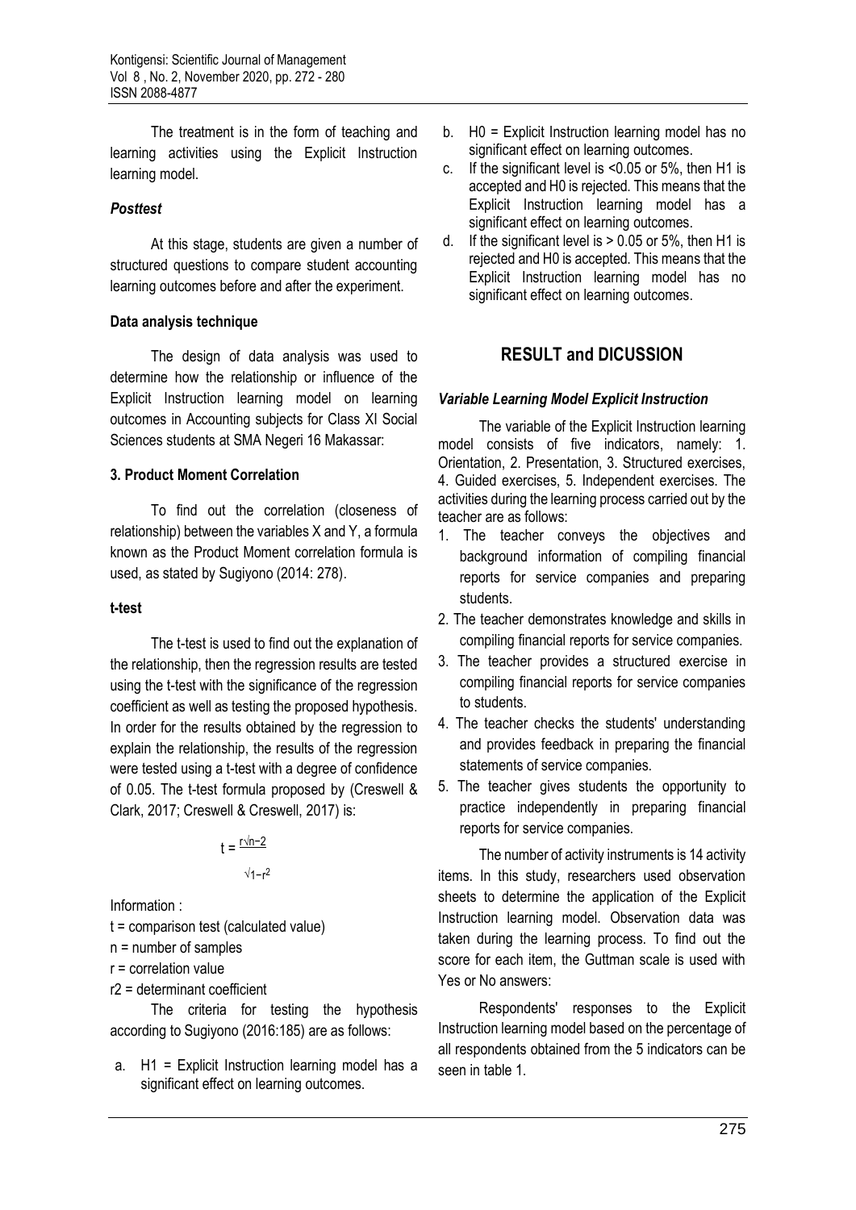The treatment is in the form of teaching and learning activities using the Explicit Instruction learning model.

### *Posttest*

At this stage, students are given a number of structured questions to compare student accounting learning outcomes before and after the experiment.

### Data analysis technique

The design of data analysis was used to determine how the relationship or influence of the Explicit Instruction learning model on learning outcomes in Accounting subjects for Class XI Social Sciences students at SMA Negeri 16 Makassar:

### 3. Product Moment Correlation

To find out the correlation (closeness of relationship) between the variables X and Y, a formula known as the Product Moment correlation formula is used, as stated by Sugiyono (2014: 278).

### t-test

The t-test is used to find out the explanation of the relationship, then the regression results are tested using the t-test with the significance of the regression coefficient as well as testing the proposed hypothesis. In order for the results obtained by the regression to explain the relationship, the results of the regression were tested using a t-test with a degree of confidence of 0.05. The t-test formula proposed by (Creswell & Clark, 2017; Creswell & Creswell, 2017) is:

$$t = \frac{r\sqrt{n-2}}{\sqrt{1-r^2}}$$

Information :

t = comparison test (calculated value)

n = number of samples

r = correlation value

r2 = determinant coefficient

The criteria for testing the hypothesis according to Sugiyono (2016:185) are as follows:

a. H1 = Explicit Instruction learning model has a significant effect on learning outcomes.
b. H0 = Explicit Instruction learning model has no significant effect on learning outcomes.
c. If the significant level is <0.05 or 5%, then H1 is accepted and H0 is rejected. This means that the Explicit Instruction learning model has a significant effect on learning outcomes.
d. If the significant level is > 0.05 or 5%, then H1 is rejected and H0 is accepted. This means that the Explicit Instruction learning model has no significant effect on learning outcomes.

## RESULT and DICUSSION

### *Variable Learning Model Explicit Instruction*

The variable of the Explicit Instruction learning model consists of five indicators, namely: 1. Orientation, 2. Presentation, 3. Structured exercises, 4. Guided exercises, 5. Independent exercises. The activities during the learning process carried out by the teacher are as follows:

1. The teacher conveys the objectives and background information of compiling financial reports for service companies and preparing students.
2. The teacher demonstrates knowledge and skills in compiling financial reports for service companies.
3. The teacher provides a structured exercise in compiling financial reports for service companies to students.
4. The teacher checks the students' understanding and provides feedback in preparing the financial statements of service companies.
5. The teacher gives students the opportunity to practice independently in preparing financial reports for service companies.

The number of activity instruments is 14 activity items. In this study, researchers used observation sheets to determine the application of the Explicit Instruction learning model. Observation data was taken during the learning process. To find out the score for each item, the Guttman scale is used with Yes or No answers:

Respondents' responses to the Explicit Instruction learning model based on the percentage of all respondents obtained from the 5 indicators can be seen in table 1.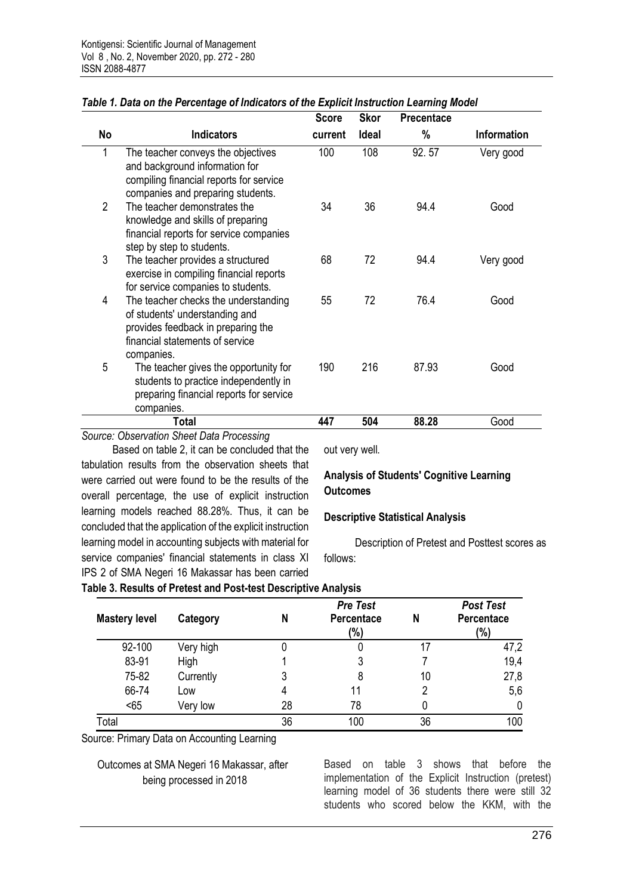*Table 1. Data on the Percentage of Indicators of the Explicit Instruction Learning Model*

| No | Indicators | Score current | Skor Ideal | Precentace % | Information |
|---|---|---|---|---|---|
| 1 | The teacher conveys the objectives and background information for compiling financial reports for service companies and preparing students. | 100 | 108 | 92. 57 | Very good |
| 2 | The teacher demonstrates the knowledge and skills of preparing financial reports for service companies step by step to students. | 34 | 36 | 94.4 | Good |
| 3 | The teacher provides a structured exercise in compiling financial reports for service companies to students. | 68 | 72 | 94.4 | Very good |
| 4 | The teacher checks the understanding of students' understanding and provides feedback in preparing the financial statements of service companies. | 55 | 72 | 76.4 | Good |
| 5 | The teacher gives the opportunity for students to practice independently in preparing financial reports for service companies. | 190 | 216 | 87.93 | Good |
| | **Total** | **447** | **504** | **88.28** | Good |

*Source: Observation Sheet Data Processing*

Based on table 2, it can be concluded that the tabulation results from the observation sheets that were carried out were found to be the results of the overall percentage, the use of explicit instruction learning models reached 88.28%. Thus, it can be concluded that the application of the explicit instruction learning model in accounting subjects with material for service companies' financial statements in class XI IPS 2 of SMA Negeri 16 Makassar has been carried out very well.

**Analysis of Students' Cognitive Learning Outcomes**

**Descriptive Statistical Analysis**

Description of Pretest and Posttest scores as follows:

**Table 3. Results of Pretest and Post-test Descriptive Analysis**

| Mastery level | Category | N | *Pre Test* Percentace (%) | N | *Post Test* Percentace (%) |
|---|---|---|---|---|---|
| 92-100 | Very high | 0 | 0 | 17 | 47,2 |
| 83-91 | High | 1 | 3 | 7 | 19,4 |
| 75-82 | Currently | 3 | 8 | 10 | 27,8 |
| 66-74 | Low | 4 | 11 | 2 | 5,6 |
| <65 | Very low | 28 | 78 | 0 | 0 |
| Total | | 36 | 100 | 36 | 100 |

Source: Primary Data on Accounting Learning Outcomes at SMA Negeri 16 Makassar, after being processed in 2018

Based on table 3 shows that before the implementation of the Explicit Instruction (pretest) learning model of 36 students there were still 32 students who scored below the KKM, with the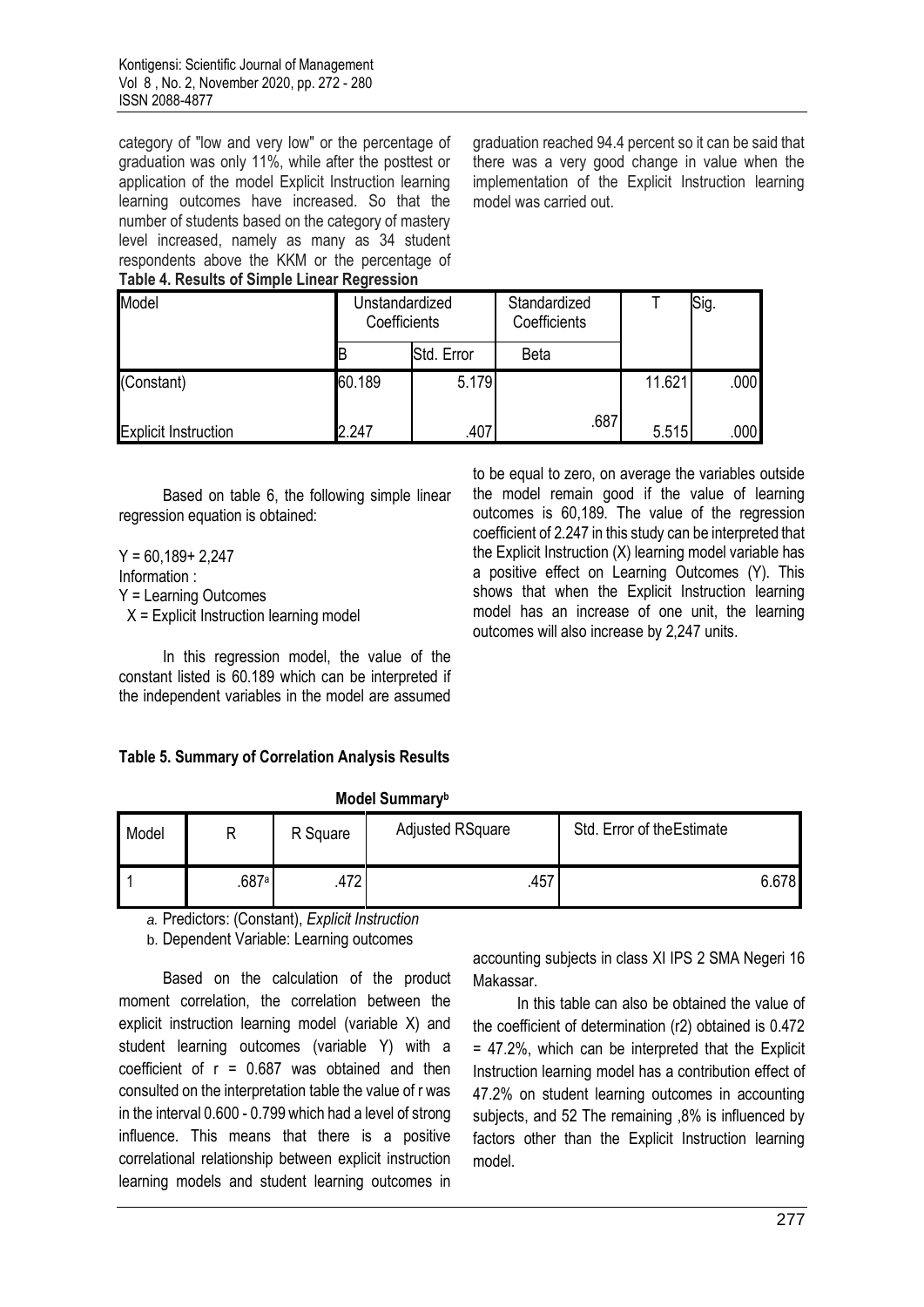category of "low and very low" or the percentage of graduation was only 11%, while after the posttest or application of the model Explicit Instruction learning learning outcomes have increased. So that the number of students based on the category of mastery level increased, namely as many as 34 student respondents above the KKM or the percentage of graduation reached 94.4 percent so it can be said that there was a very good change in value when the implementation of the Explicit Instruction learning model was carried out.

**Table 4. Results of Simple Linear Regression**

| Model | Unstandardized Coefficients | | Standardized Coefficients | T | Sig. |
|---|---|---|---|---|---|
| | B | Std. Error | Beta | | |
| (Constant) | 60.189 | 5.179 | | 11.621 | .000 |
| Explicit Instruction | 2.247 | .407 | .687 | 5.515 | .000 |

Based on table 6, the following simple linear regression equation is obtained:

Y = 60,189+ 2,247
Information :
Y = Learning Outcomes
X = Explicit Instruction learning model

In this regression model, the value of the constant listed is 60.189 which can be interpreted if the independent variables in the model are assumed to be equal to zero, on average the variables outside the model remain good if the value of learning outcomes is 60,189. The value of the regression coefficient of 2.247 in this study can be interpreted that the Explicit Instruction (X) learning model variable has a positive effect on Learning Outcomes (Y). This shows that when the Explicit Instruction learning model has an increase of one unit, the learning outcomes will also increase by 2,247 units.

**Table 5. Summary of Correlation Analysis Results**

**Model Summary[b]**

| Model | R | R Square | Adjusted RSquare | Std. Error of theEstimate |
|---|---|---|---|---|
| 1 | .687[a] | .472 | .457 | 6.678 |

a. Predictors: (Constant), *Explicit Instruction*

b. Dependent Variable: Learning outcomes

Based on the calculation of the product moment correlation, the correlation between the explicit instruction learning model (variable X) and student learning outcomes (variable Y) with a coefficient of r = 0.687 was obtained and then consulted on the interpretation table the value of r was in the interval 0.600 - 0.799 which had a level of strong influence. This means that there is a positive correlational relationship between explicit instruction learning models and student learning outcomes in accounting subjects in class XI IPS 2 SMA Negeri 16 Makassar.

In this table can also be obtained the value of the coefficient of determination (r2) obtained is 0.472 = 47.2%, which can be interpreted that the Explicit Instruction learning model has a contribution effect of 47.2% on student learning outcomes in accounting subjects, and 52 The remaining ,8% is influenced by factors other than the Explicit Instruction learning model.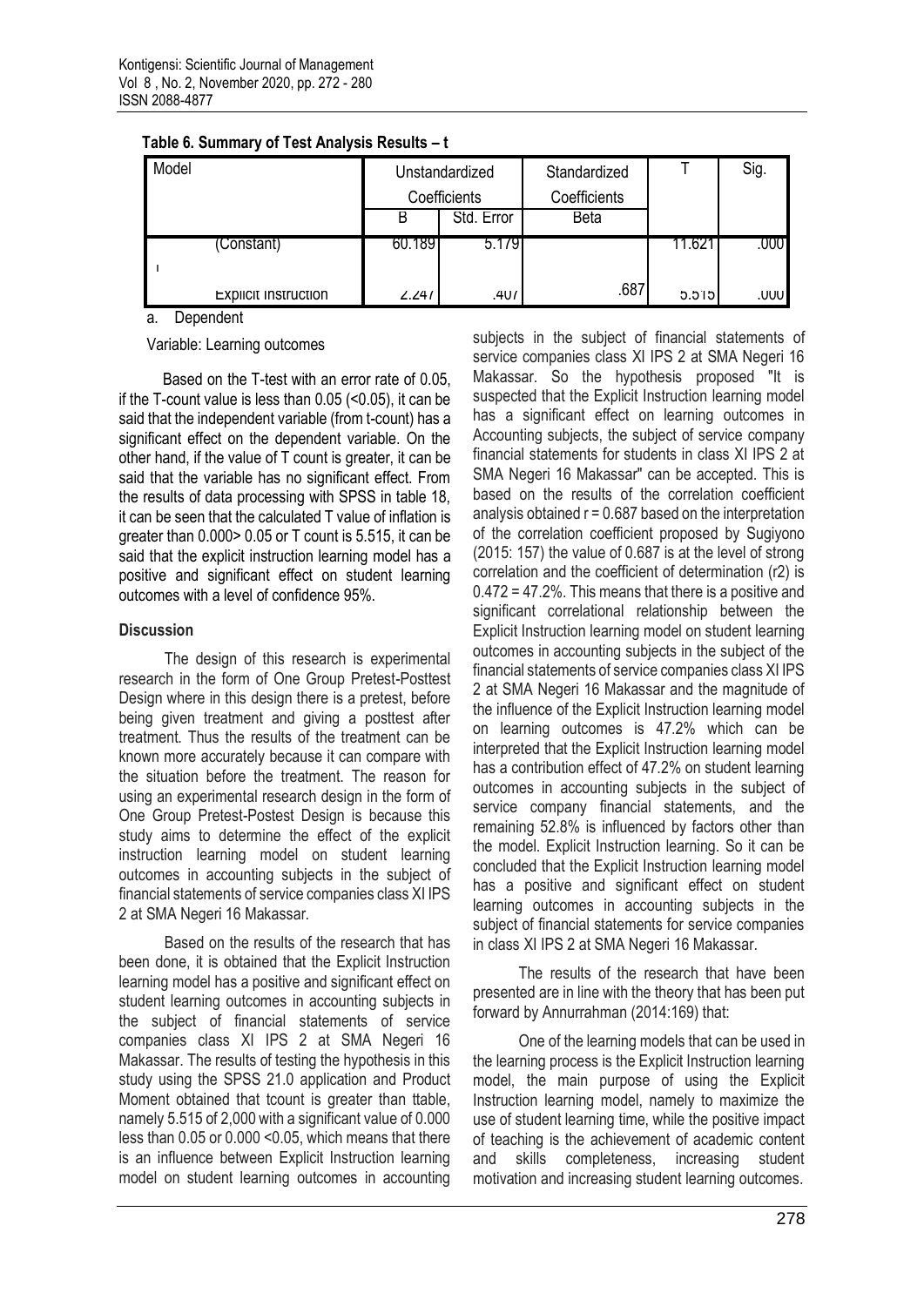**Table 6. Summary of Test Analysis Results – t**

| Model | Unstandardized Coefficients | | Standardized Coefficients | T | Sig. |
|---|---|---|---|---|---|
| | B | Std. Error | Beta | | |
| (Constant) | 60.189 | 5.179 | | 11.621 | .000 |
| 1 Explicit Instruction | 2.247 | .407 | .687 | 5.515 | .000 |

a. Dependent Variable: Learning outcomes

Based on the T-test with an error rate of 0.05, if the T-count value is less than 0.05 (<0.05), it can be said that the independent variable (from t-count) has a significant effect on the dependent variable. On the other hand, if the value of T count is greater, it can be said that the variable has no significant effect. From the results of data processing with SPSS in table 18, it can be seen that the calculated T value of inflation is greater than 0.000> 0.05 or T count is 5.515, it can be said that the explicit instruction learning model has a positive and significant effect on student learning outcomes with a level of confidence 95%.

## Discussion

The design of this research is experimental research in the form of One Group Pretest-Posttest Design where in this design there is a pretest, before being given treatment and giving a posttest after treatment. Thus the results of the treatment can be known more accurately because it can compare with the situation before the treatment. The reason for using an experimental research design in the form of One Group Pretest-Postest Design is because this study aims to determine the effect of the explicit instruction learning model on student learning outcomes in accounting subjects in the subject of financial statements of service companies class XI IPS 2 at SMA Negeri 16 Makassar.

Based on the results of the research that has been done, it is obtained that the Explicit Instruction learning model has a positive and significant effect on student learning outcomes in accounting subjects in the subject of financial statements of service companies class XI IPS 2 at SMA Negeri 16 Makassar. The results of testing the hypothesis in this study using the SPSS 21.0 application and Product Moment obtained that tcount is greater than ttable, namely 5.515 of 2,000 with a significant value of 0.000 less than 0.05 or 0.000 <0.05, which means that there is an influence between Explicit Instruction learning model on student learning outcomes in accounting subjects in the subject of financial statements of service companies class XI IPS 2 at SMA Negeri 16 Makassar. So the hypothesis proposed "It is suspected that the Explicit Instruction learning model has a significant effect on learning outcomes in Accounting subjects, the subject of service company financial statements for students in class XI IPS 2 at SMA Negeri 16 Makassar" can be accepted. This is based on the results of the correlation coefficient analysis obtained r = 0.687 based on the interpretation of the correlation coefficient proposed by Sugiyono (2015: 157) the value of 0.687 is at the level of strong correlation and the coefficient of determination (r2) is 0.472 = 47.2%. This means that there is a positive and significant correlational relationship between the Explicit Instruction learning model on student learning outcomes in accounting subjects in the subject of the financial statements of service companies class XI IPS 2 at SMA Negeri 16 Makassar and the magnitude of the influence of the Explicit Instruction learning model on learning outcomes is 47.2% which can be interpreted that the Explicit Instruction learning model has a contribution effect of 47.2% on student learning outcomes in accounting subjects in the subject of service company financial statements, and the remaining 52.8% is influenced by factors other than the model. Explicit Instruction learning. So it can be concluded that the Explicit Instruction learning model has a positive and significant effect on student learning outcomes in accounting subjects in the subject of financial statements for service companies in class XI IPS 2 at SMA Negeri 16 Makassar.

The results of the research that have been presented are in line with the theory that has been put forward by Annurrahman (2014:169) that:

One of the learning models that can be used in the learning process is the Explicit Instruction learning model, the main purpose of using the Explicit Instruction learning model, namely to maximize the use of student learning time, while the positive impact of teaching is the achievement of academic content and skills completeness, increasing student motivation and increasing student learning outcomes.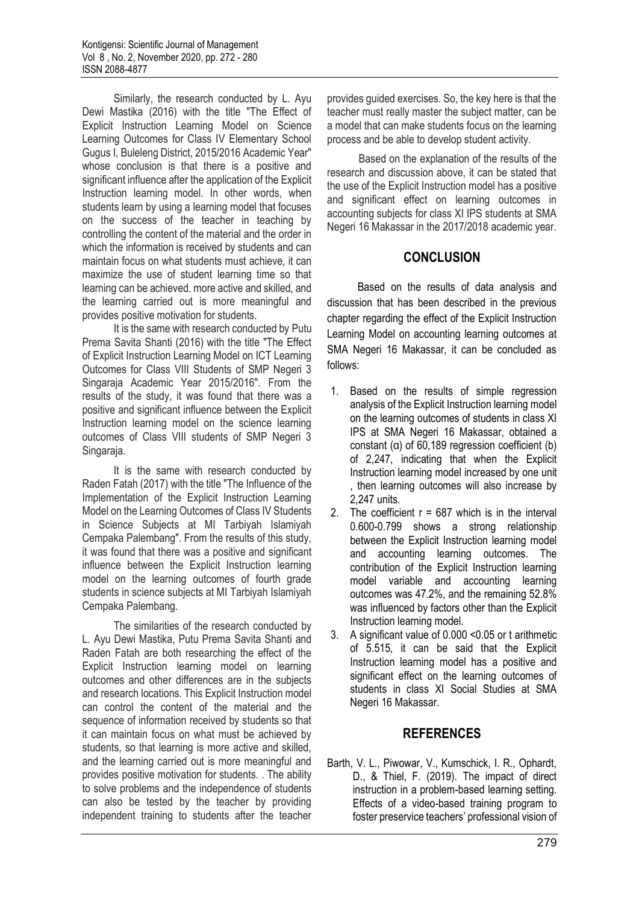Similarly, the research conducted by L. Ayu Dewi Mastika (2016) with the title "The Effect of Explicit Instruction Learning Model on Science Learning Outcomes for Class IV Elementary School Gugus I, Buleleng District, 2015/2016 Academic Year" whose conclusion is that there is a positive and significant influence after the application of the Explicit Instruction learning model. In other words, when students learn by using a learning model that focuses on the success of the teacher in teaching by controlling the content of the material and the order in which the information is received by students and can maintain focus on what students must achieve, it can maximize the use of student learning time so that learning can be achieved. more active and skilled, and the learning carried out is more meaningful and provides positive motivation for students.

It is the same with research conducted by Putu Prema Savita Shanti (2016) with the title "The Effect of Explicit Instruction Learning Model on ICT Learning Outcomes for Class VIII Students of SMP Negeri 3 Singaraja Academic Year 2015/2016". From the results of the study, it was found that there was a positive and significant influence between the Explicit Instruction learning model on the science learning outcomes of Class VIII students of SMP Negeri 3 Singaraja.

It is the same with research conducted by Raden Fatah (2017) with the title "The Influence of the Implementation of the Explicit Instruction Learning Model on the Learning Outcomes of Class IV Students in Science Subjects at MI Tarbiyah Islamiyah Cempaka Palembang". From the results of this study, it was found that there was a positive and significant influence between the Explicit Instruction learning model on the learning outcomes of fourth grade students in science subjects at MI Tarbiyah Islamiyah Cempaka Palembang.

The similarities of the research conducted by L. Ayu Dewi Mastika, Putu Prema Savita Shanti and Raden Fatah are both researching the effect of the Explicit Instruction learning model on learning outcomes and other differences are in the subjects and research locations. This Explicit Instruction model can control the content of the material and the sequence of information received by students so that it can maintain focus on what must be achieved by students, so that learning is more active and skilled, and the learning carried out is more meaningful and provides positive motivation for students. . The ability to solve problems and the independence of students can also be tested by the teacher by providing independent training to students after the teacher provides guided exercises. So, the key here is that the teacher must really master the subject matter, can be a model that can make students focus on the learning process and be able to develop student activity.

Based on the explanation of the results of the research and discussion above, it can be stated that the use of the Explicit Instruction model has a positive and significant effect on learning outcomes in accounting subjects for class XI IPS students at SMA Negeri 16 Makassar in the 2017/2018 academic year.

## CONCLUSION

Based on the results of data analysis and discussion that has been described in the previous chapter regarding the effect of the Explicit Instruction Learning Model on accounting learning outcomes at SMA Negeri 16 Makassar, it can be concluded as follows:

1. Based on the results of simple regression analysis of the Explicit Instruction learning model on the learning outcomes of students in class XI IPS at SMA Negeri 16 Makassar, obtained a constant (α) of 60,189 regression coefficient (b) of 2,247, indicating that when the Explicit Instruction learning model increased by one unit , then learning outcomes will also increase by 2,247 units.
2. The coefficient r = 687 which is in the interval 0.600-0.799 shows a strong relationship between the Explicit Instruction learning model and accounting learning outcomes. The contribution of the Explicit Instruction learning model variable and accounting learning outcomes was 47.2%, and the remaining 52.8% was influenced by factors other than the Explicit Instruction learning model.
3. A significant value of 0.000 <0.05 or t arithmetic of 5.515, it can be said that the Explicit Instruction learning model has a positive and significant effect on the learning outcomes of students in class XI Social Studies at SMA Negeri 16 Makassar.

## REFERENCES

Barth, V. L., Piwowar, V., Kumschick, I. R., Ophardt, D., & Thiel, F. (2019). The impact of direct instruction in a problem-based learning setting. Effects of a video-based training program to foster preservice teachers' professional vision of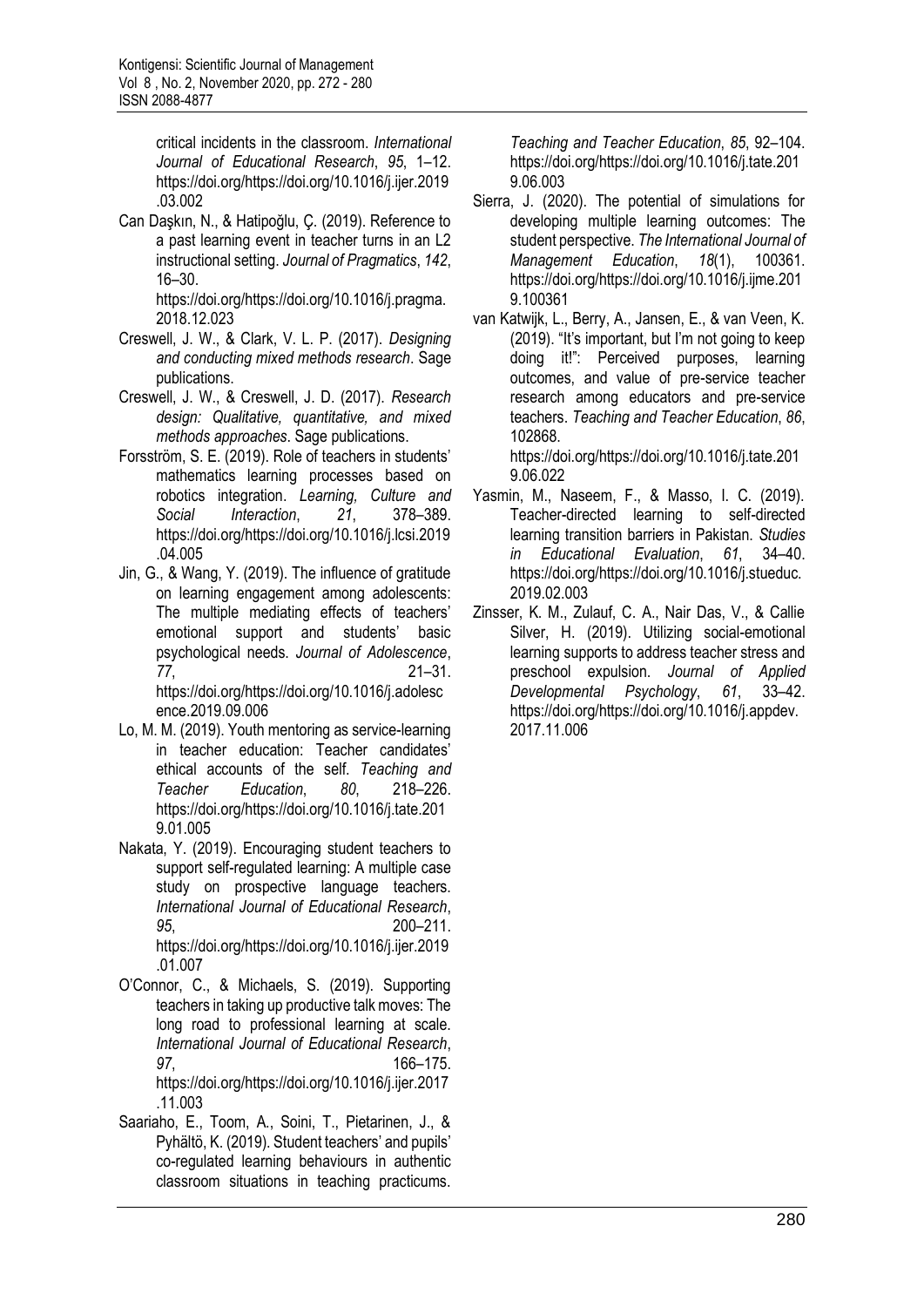critical incidents in the classroom. *International Journal of Educational Research*, *95*, 1–12. https://doi.org/https://doi.org/10.1016/j.ijer.2019.03.002

Can Daşkın, N., & Hatipoğlu, Ç. (2019). Reference to a past learning event in teacher turns in an L2 instructional setting. *Journal of Pragmatics*, *142*, 16–30. https://doi.org/https://doi.org/10.1016/j.pragma.2018.12.023

Creswell, J. W., & Clark, V. L. P. (2017). *Designing and conducting mixed methods research*. Sage publications.

Creswell, J. W., & Creswell, J. D. (2017). *Research design: Qualitative, quantitative, and mixed methods approaches*. Sage publications.

Forsström, S. E. (2019). Role of teachers in students' mathematics learning processes based on robotics integration. *Learning, Culture and Social Interaction*, *21*, 378–389. https://doi.org/https://doi.org/10.1016/j.lcsi.2019.04.005

Jin, G., & Wang, Y. (2019). The influence of gratitude on learning engagement among adolescents: The multiple mediating effects of teachers' emotional support and students' basic psychological needs. *Journal of Adolescence*, *77*, 21–31. https://doi.org/https://doi.org/10.1016/j.adolescence.2019.09.006

Lo, M. M. (2019). Youth mentoring as service-learning in teacher education: Teacher candidates' ethical accounts of the self. *Teaching and Teacher Education*, *80*, 218–226. https://doi.org/https://doi.org/10.1016/j.tate.2019.01.005

Nakata, Y. (2019). Encouraging student teachers to support self-regulated learning: A multiple case study on prospective language teachers. *International Journal of Educational Research*, *95*, 200–211. https://doi.org/https://doi.org/10.1016/j.ijer.2019.01.007

O'Connor, C., & Michaels, S. (2019). Supporting teachers in taking up productive talk moves: The long road to professional learning at scale. *International Journal of Educational Research*, *97*, 166–175. https://doi.org/https://doi.org/10.1016/j.ijer.2017.11.003

Saariaho, E., Toom, A., Soini, T., Pietarinen, J., & Pyhältö, K. (2019). Student teachers' and pupils' co-regulated learning behaviours in authentic classroom situations in teaching practicums. *Teaching and Teacher Education*, *85*, 92–104. https://doi.org/https://doi.org/10.1016/j.tate.2019.06.003

Sierra, J. (2020). The potential of simulations for developing multiple learning outcomes: The student perspective. *The International Journal of Management Education*, *18*(1), 100361. https://doi.org/https://doi.org/10.1016/j.ijme.2019.100361

van Katwijk, L., Berry, A., Jansen, E., & van Veen, K. (2019). "It's important, but I'm not going to keep doing it!": Perceived purposes, learning outcomes, and value of pre-service teacher research among educators and pre-service teachers. *Teaching and Teacher Education*, *86*, 102868. https://doi.org/https://doi.org/10.1016/j.tate.2019.06.022

Yasmin, M., Naseem, F., & Masso, I. C. (2019). Teacher-directed learning to self-directed learning transition barriers in Pakistan. *Studies in Educational Evaluation*, *61*, 34–40. https://doi.org/https://doi.org/10.1016/j.stueduc.2019.02.003

Zinsser, K. M., Zulauf, C. A., Nair Das, V., & Callie Silver, H. (2019). Utilizing social-emotional learning supports to address teacher stress and preschool expulsion. *Journal of Applied Developmental Psychology*, *61*, 33–42. https://doi.org/https://doi.org/10.1016/j.appdev.2017.11.006